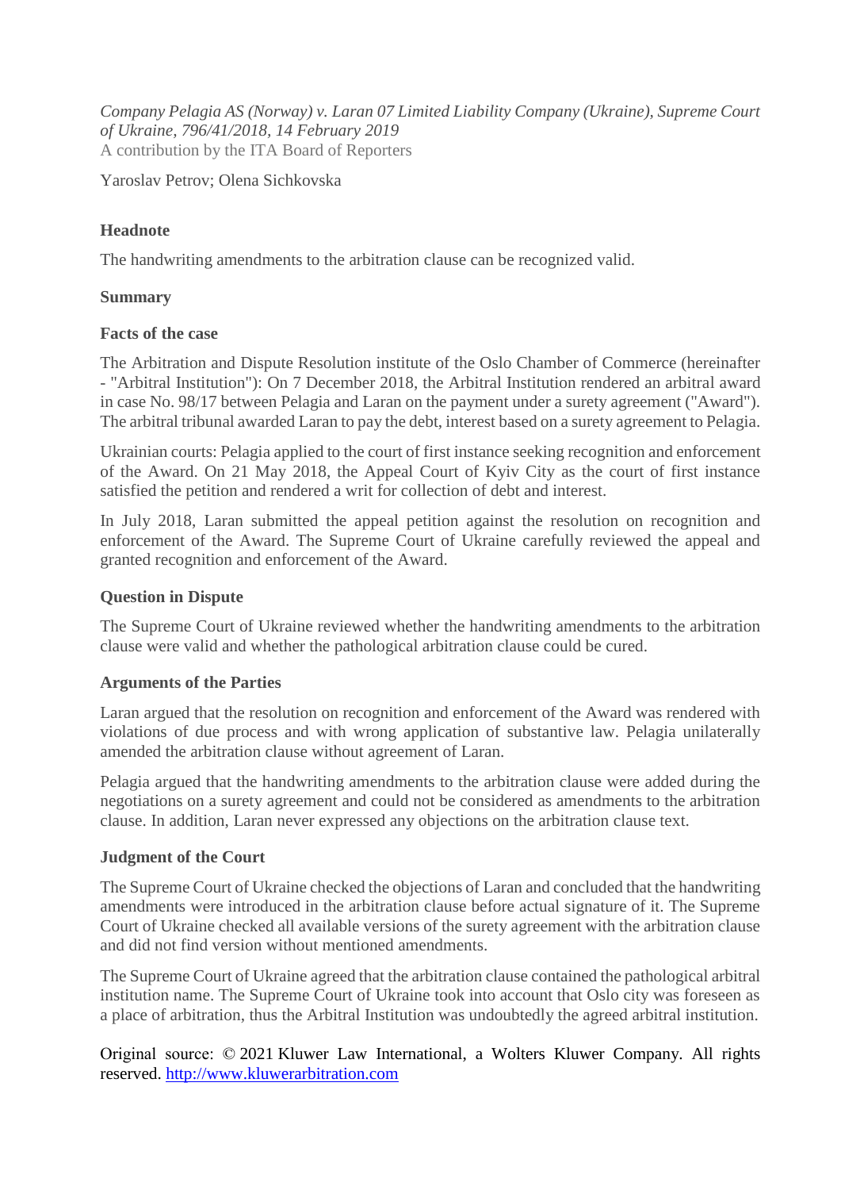*Company Pelagia AS (Norway) v. Laran 07 Limited Liability Company (Ukraine), Supreme Court of Ukraine, 796/41/2018, 14 February 2019*

A contribution by the ITA Board of Reporters

Yaroslav Petrov; Olena Sichkovska

## Headnote

The handwriting amendments to the arbitration clause can be recognized valid.

## Summary

### Facts of the case

The Arbitration and Dispute Resolution institute of the Oslo Chamber of Commerce (hereinafter - "Arbitral Institution"): On 7 December 2018, the Arbitral Institution rendered an arbitral award in case No. 98/17 between Pelagia and Laran on the payment under a surety agreement ("Award"). The arbitral tribunal awarded Laran to pay the debt, interest based on a surety agreement to Pelagia.

Ukrainian courts: Pelagia applied to the court of first instance seeking recognition and enforcement of the Award. On 21 May 2018, the Appeal Court of Kyiv City as the court of first instance satisfied the petition and rendered a writ for collection of debt and interest.

In July 2018, Laran submitted the appeal petition against the resolution on recognition and enforcement of the Award. The Supreme Court of Ukraine carefully reviewed the appeal and granted recognition and enforcement of the Award.

### Question in Dispute

The Supreme Court of Ukraine reviewed whether the handwriting amendments to the arbitration clause were valid and whether the pathological arbitration clause could be cured.

### Arguments of the Parties

Laran argued that the resolution on recognition and enforcement of the Award was rendered with violations of due process and with wrong application of substantive law. Pelagia unilaterally amended the arbitration clause without agreement of Laran.

Pelagia argued that the handwriting amendments to the arbitration clause were added during the negotiations on a surety agreement and could not be considered as amendments to the arbitration clause. In addition, Laran never expressed any objections on the arbitration clause text.

### Judgment of the Court

The Supreme Court of Ukraine checked the objections of Laran and concluded that the handwriting amendments were introduced in the arbitration clause before actual signature of it. The Supreme Court of Ukraine checked all available versions of the surety agreement with the arbitration clause and did not find version without mentioned amendments.

The Supreme Court of Ukraine agreed that the arbitration clause contained the pathological arbitral institution name. The Supreme Court of Ukraine took into account that Oslo city was foreseen as a place of arbitration, thus the Arbitral Institution was undoubtedly the agreed arbitral institution.

Original source: © 2021 Kluwer Law International, a Wolters Kluwer Company. All rights reserved. [http://www.kluwerarbitration.com](http://www.kluwerarbitration.com)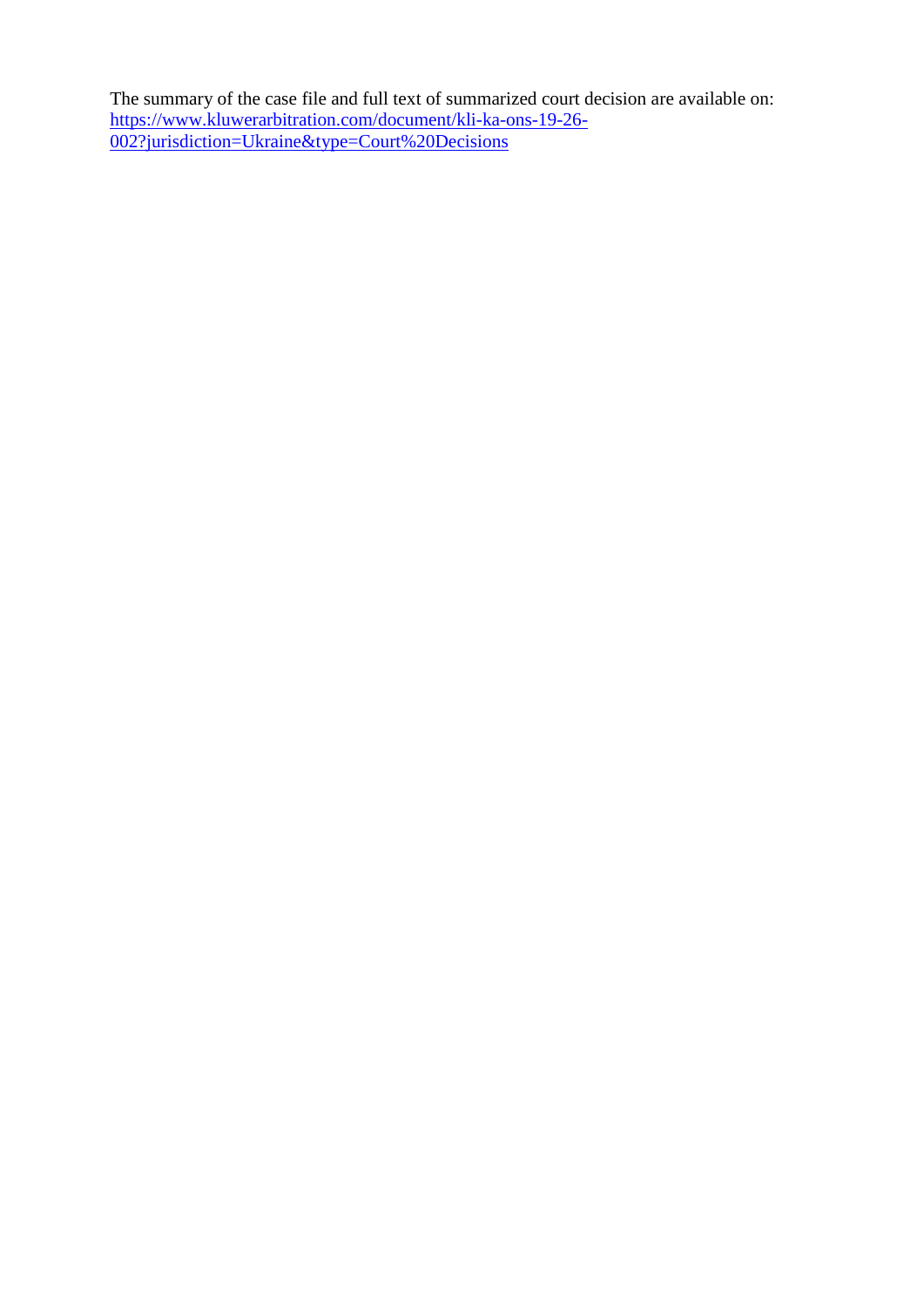The summary of the case file and full text of summarized court decision are available on: [https://www.kluwerarbitration.com/document/kli-ka-ons-19-26-002?jurisdiction=Ukraine&type=Court%20Decisions](https://www.kluwerarbitration.com/document/kli-ka-ons-19-26-002?jurisdiction=Ukraine&type=Court%20Decisions)